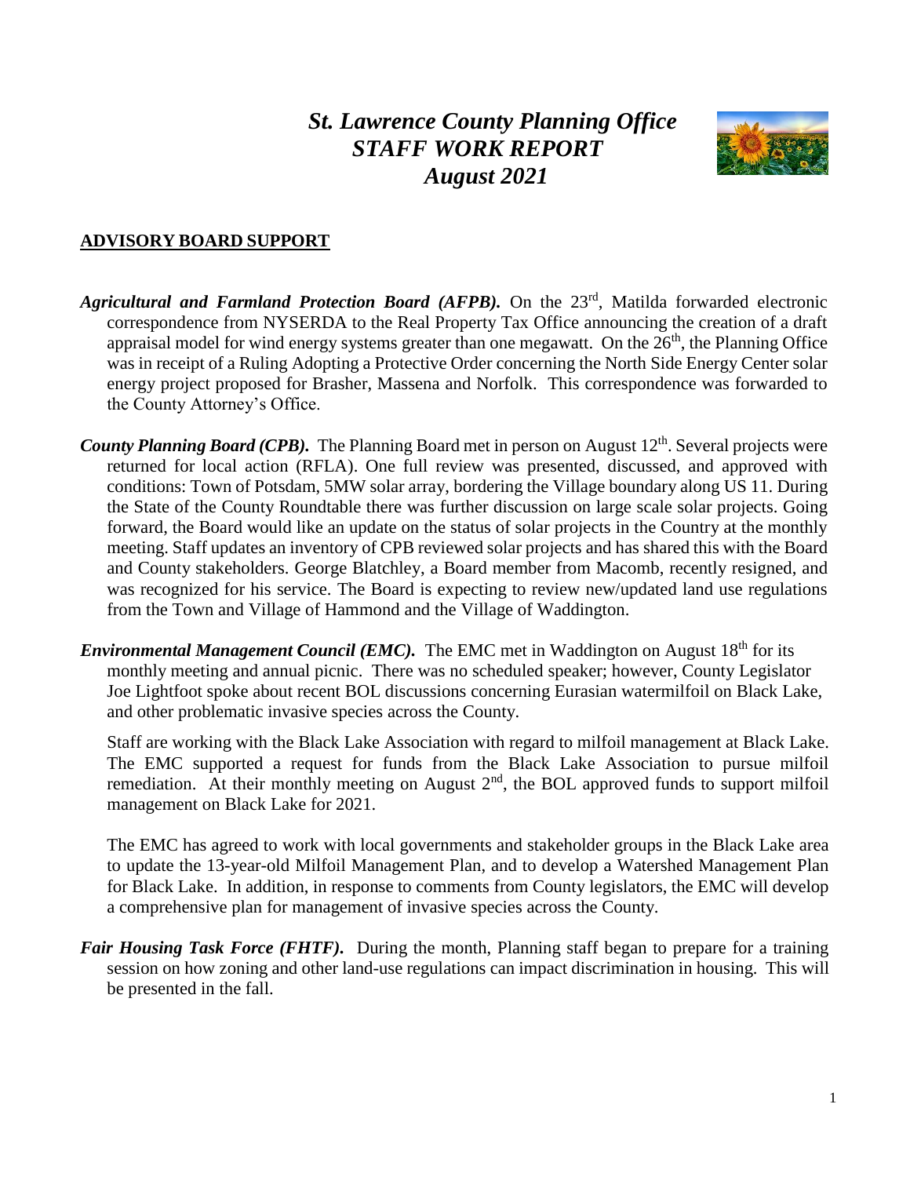# *St. Lawrence County Planning Office*
# *STAFF WORK REPORT*
# *August 2021*

## ADVISORY BOARD SUPPORT

***Agricultural and Farmland Protection Board (AFPB).*** On the 23rd, Matilda forwarded electronic correspondence from NYSERDA to the Real Property Tax Office announcing the creation of a draft appraisal model for wind energy systems greater than one megawatt. On the 26th, the Planning Office was in receipt of a Ruling Adopting a Protective Order concerning the North Side Energy Center solar energy project proposed for Brasher, Massena and Norfolk. This correspondence was forwarded to the County Attorney's Office.

***County Planning Board (CPB).*** The Planning Board met in person on August 12th. Several projects were returned for local action (RFLA). One full review was presented, discussed, and approved with conditions: Town of Potsdam, 5MW solar array, bordering the Village boundary along US 11. During the State of the County Roundtable there was further discussion on large scale solar projects. Going forward, the Board would like an update on the status of solar projects in the Country at the monthly meeting. Staff updates an inventory of CPB reviewed solar projects and has shared this with the Board and County stakeholders. George Blatchley, a Board member from Macomb, recently resigned, and was recognized for his service. The Board is expecting to review new/updated land use regulations from the Town and Village of Hammond and the Village of Waddington.

***Environmental Management Council (EMC).*** The EMC met in Waddington on August 18th for its monthly meeting and annual picnic. There was no scheduled speaker; however, County Legislator Joe Lightfoot spoke about recent BOL discussions concerning Eurasian watermilfoil on Black Lake, and other problematic invasive species across the County.

Staff are working with the Black Lake Association with regard to milfoil management at Black Lake. The EMC supported a request for funds from the Black Lake Association to pursue milfoil remediation. At their monthly meeting on August 2nd, the BOL approved funds to support milfoil management on Black Lake for 2021.

The EMC has agreed to work with local governments and stakeholder groups in the Black Lake area to update the 13-year-old Milfoil Management Plan, and to develop a Watershed Management Plan for Black Lake. In addition, in response to comments from County legislators, the EMC will develop a comprehensive plan for management of invasive species across the County.

***Fair Housing Task Force (FHTF).*** During the month, Planning staff began to prepare for a training session on how zoning and other land-use regulations can impact discrimination in housing. This will be presented in the fall.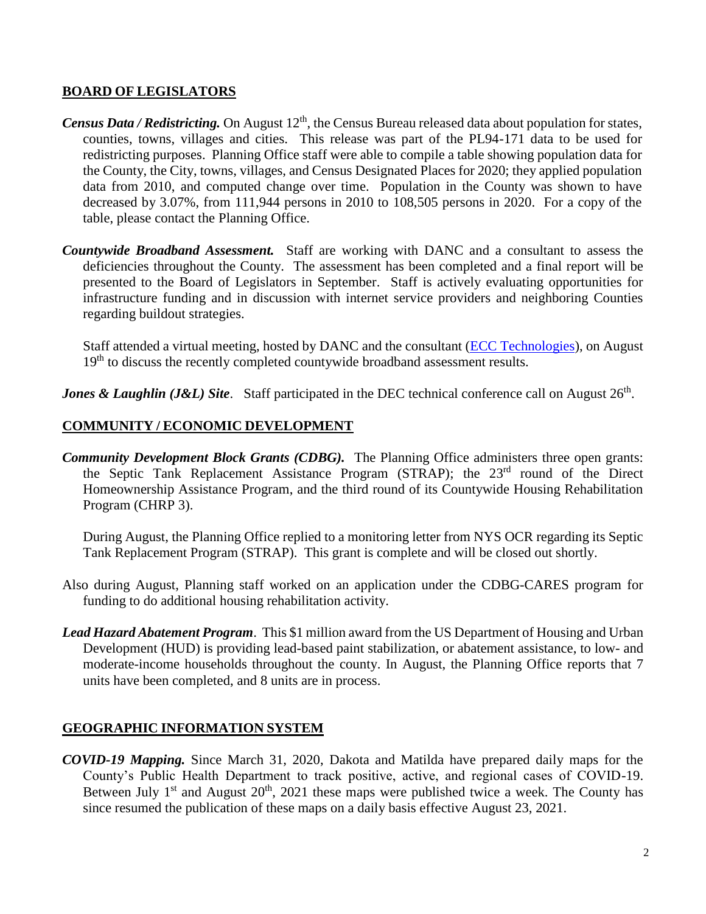## BOARD OF LEGISLATORS

***Census Data / Redistricting.*** On August 12th, the Census Bureau released data about population for states, counties, towns, villages and cities. This release was part of the PL94-171 data to be used for redistricting purposes. Planning Office staff were able to compile a table showing population data for the County, the City, towns, villages, and Census Designated Places for 2020; they applied population data from 2010, and computed change over time. Population in the County was shown to have decreased by 3.07%, from 111,944 persons in 2010 to 108,505 persons in 2020. For a copy of the table, please contact the Planning Office.

***Countywide Broadband Assessment.*** Staff are working with DANC and a consultant to assess the deficiencies throughout the County. The assessment has been completed and a final report will be presented to the Board of Legislators in September. Staff is actively evaluating opportunities for infrastructure funding and in discussion with internet service providers and neighboring Counties regarding buildout strategies.

Staff attended a virtual meeting, hosted by DANC and the consultant (ECC Technologies), on August 19th to discuss the recently completed countywide broadband assessment results.

***Jones & Laughlin (J&L) Site***. Staff participated in the DEC technical conference call on August 26th.

## COMMUNITY / ECONOMIC DEVELOPMENT

***Community Development Block Grants (CDBG).*** The Planning Office administers three open grants: the Septic Tank Replacement Assistance Program (STRAP); the 23rd round of the Direct Homeownership Assistance Program, and the third round of its Countywide Housing Rehabilitation Program (CHRP 3).

During August, the Planning Office replied to a monitoring letter from NYS OCR regarding its Septic Tank Replacement Program (STRAP). This grant is complete and will be closed out shortly.

Also during August, Planning staff worked on an application under the CDBG-CARES program for funding to do additional housing rehabilitation activity.

***Lead Hazard Abatement Program***. This $1 million award from the US Department of Housing and Urban Development (HUD) is providing lead-based paint stabilization, or abatement assistance, to low- and moderate-income households throughout the county. In August, the Planning Office reports that 7 units have been completed, and 8 units are in process.

## GEOGRAPHIC INFORMATION SYSTEM

***COVID-19 Mapping.*** Since March 31, 2020, Dakota and Matilda have prepared daily maps for the County's Public Health Department to track positive, active, and regional cases of COVID-19. Between July 1st and August 20th, 2021 these maps were published twice a week. The County has since resumed the publication of these maps on a daily basis effective August 23, 2021.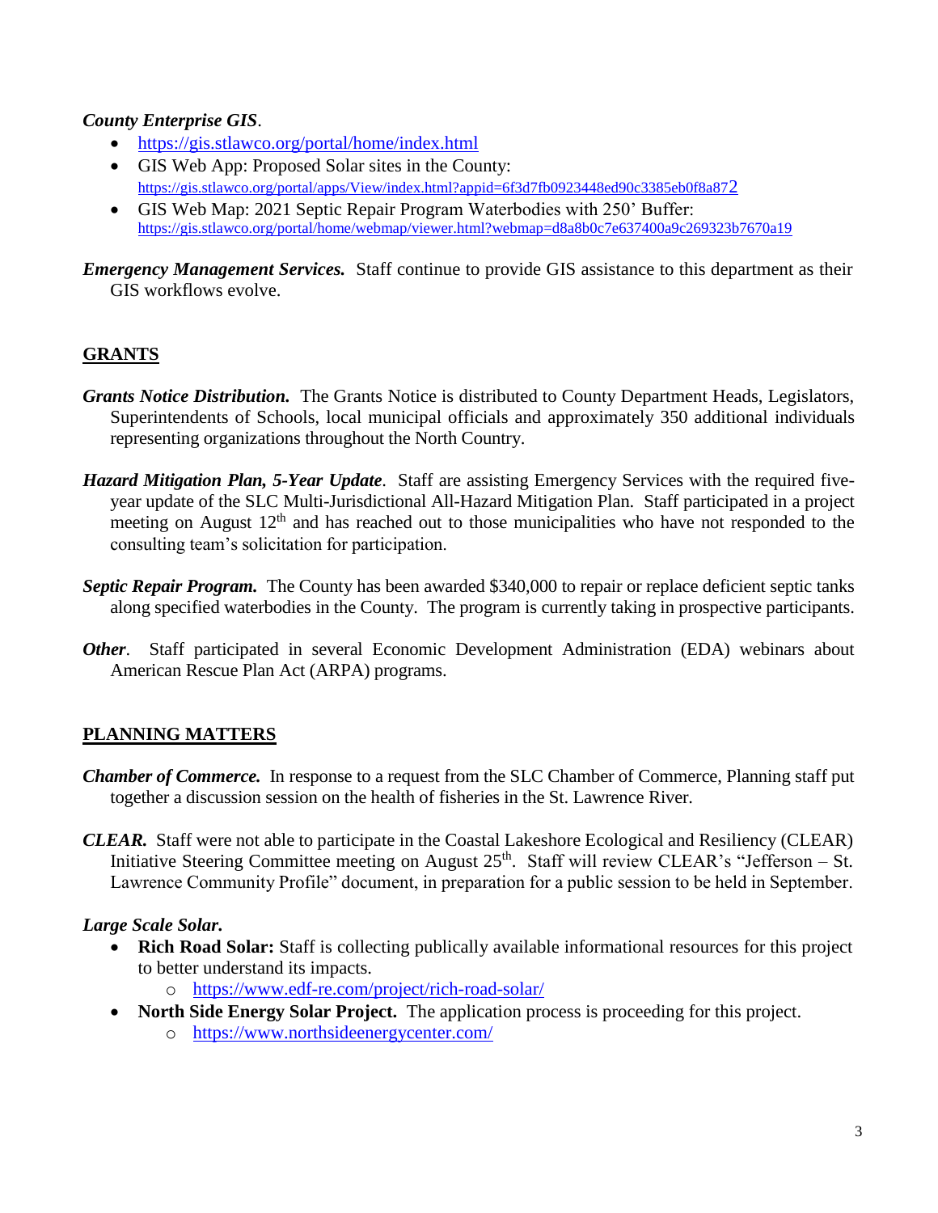***County Enterprise GIS*.**

- https://gis.stlawco.org/portal/home/index.html
- GIS Web App: Proposed Solar sites in the County: https://gis.stlawco.org/portal/apps/View/index.html?appid=6f3d7fb0923448ed90c3385eb0f8a872
- GIS Web Map: 2021 Septic Repair Program Waterbodies with 250' Buffer: https://gis.stlawco.org/portal/home/webmap/viewer.html?webmap=d8a8b0c7e637400a9c269323b7670a19

***Emergency Management Services.*** Staff continue to provide GIS assistance to this department as their GIS workflows evolve.

## GRANTS

***Grants Notice Distribution.*** The Grants Notice is distributed to County Department Heads, Legislators, Superintendents of Schools, local municipal officials and approximately 350 additional individuals representing organizations throughout the North Country.

***Hazard Mitigation Plan, 5-Year Update*.** Staff are assisting Emergency Services with the required five-year update of the SLC Multi-Jurisdictional All-Hazard Mitigation Plan. Staff participated in a project meeting on August 12th and has reached out to those municipalities who have not responded to the consulting team's solicitation for participation.

***Septic Repair Program.*** The County has been awarded $340,000 to repair or replace deficient septic tanks along specified waterbodies in the County. The program is currently taking in prospective participants.

***Other*.** Staff participated in several Economic Development Administration (EDA) webinars about American Rescue Plan Act (ARPA) programs.

## PLANNING MATTERS

***Chamber of Commerce.*** In response to a request from the SLC Chamber of Commerce, Planning staff put together a discussion session on the health of fisheries in the St. Lawrence River.

***CLEAR.*** Staff were not able to participate in the Coastal Lakeshore Ecological and Resiliency (CLEAR) Initiative Steering Committee meeting on August 25th. Staff will review CLEAR's "Jefferson – St. Lawrence Community Profile" document, in preparation for a public session to be held in September.

***Large Scale Solar.***

- **Rich Road Solar:** Staff is collecting publically available informational resources for this project to better understand its impacts.
  - https://www.edf-re.com/project/rich-road-solar/
- **North Side Energy Solar Project.** The application process is proceeding for this project.
  - https://www.northsideenergycenter.com/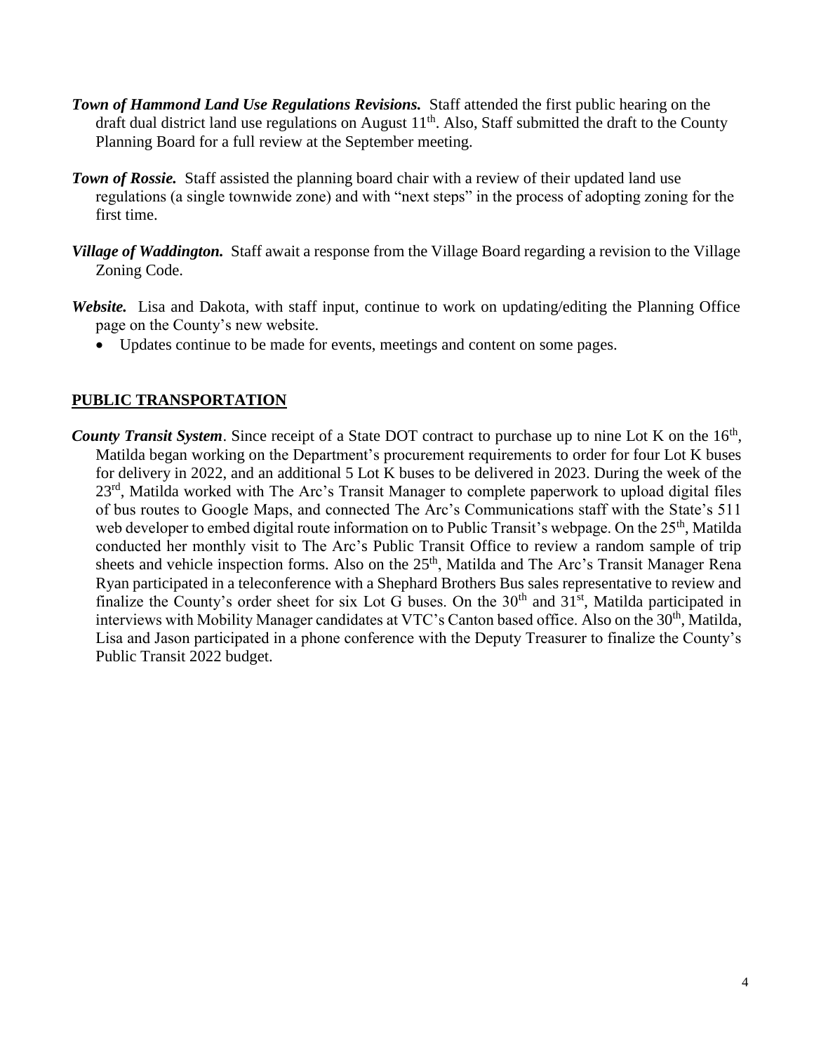***Town of Hammond Land Use Regulations Revisions.*** Staff attended the first public hearing on the draft dual district land use regulations on August 11th. Also, Staff submitted the draft to the County Planning Board for a full review at the September meeting.

***Town of Rossie.*** Staff assisted the planning board chair with a review of their updated land use regulations (a single townwide zone) and with "next steps" in the process of adopting zoning for the first time.

***Village of Waddington.*** Staff await a response from the Village Board regarding a revision to the Village Zoning Code.

***Website.*** Lisa and Dakota, with staff input, continue to work on updating/editing the Planning Office page on the County's new website.

- Updates continue to be made for events, meetings and content on some pages.

## PUBLIC TRANSPORTATION

***County Transit System***. Since receipt of a State DOT contract to purchase up to nine Lot K on the 16th, Matilda began working on the Department's procurement requirements to order for four Lot K buses for delivery in 2022, and an additional 5 Lot K buses to be delivered in 2023. During the week of the 23rd, Matilda worked with The Arc's Transit Manager to complete paperwork to upload digital files of bus routes to Google Maps, and connected The Arc's Communications staff with the State's 511 web developer to embed digital route information on to Public Transit's webpage. On the 25th, Matilda conducted her monthly visit to The Arc's Public Transit Office to review a random sample of trip sheets and vehicle inspection forms. Also on the 25th, Matilda and The Arc's Transit Manager Rena Ryan participated in a teleconference with a Shephard Brothers Bus sales representative to review and finalize the County's order sheet for six Lot G buses. On the 30th and 31st, Matilda participated in interviews with Mobility Manager candidates at VTC's Canton based office. Also on the 30th, Matilda, Lisa and Jason participated in a phone conference with the Deputy Treasurer to finalize the County's Public Transit 2022 budget.